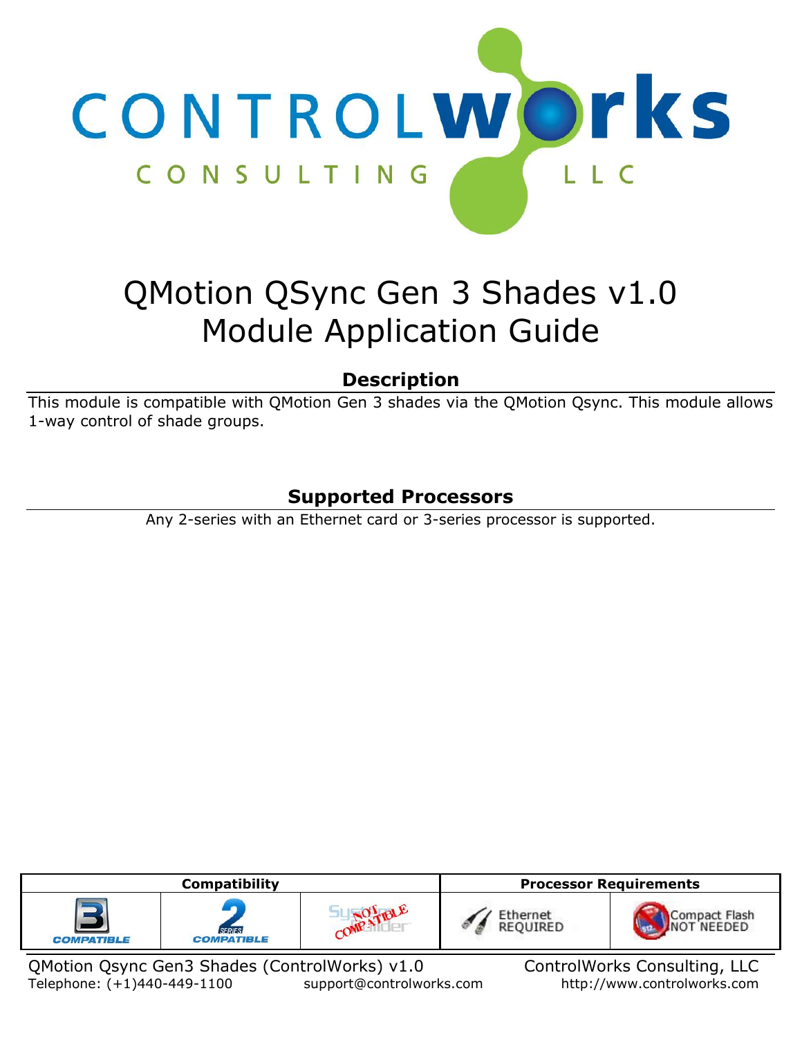# QMotion QSync Gen 3 Shades v1.0
# Module Application Guide

## Description

This module is compatible with QMotion Gen 3 shades via the QMotion Qsync. This module allows 1-way control of shade groups.

## Supported Processors

Any 2-series with an Ethernet card or 3-series processor is supported.

| Compatibility | | | Processor Requirements | |
|---|---|---|---|---|
| 3 Series COMPATIBLE | 2 Series COMPATIBLE | SystemBuilder NOT COMPATIBLE | Ethernet REQUIRED | Compact Flash NOT NEEDED |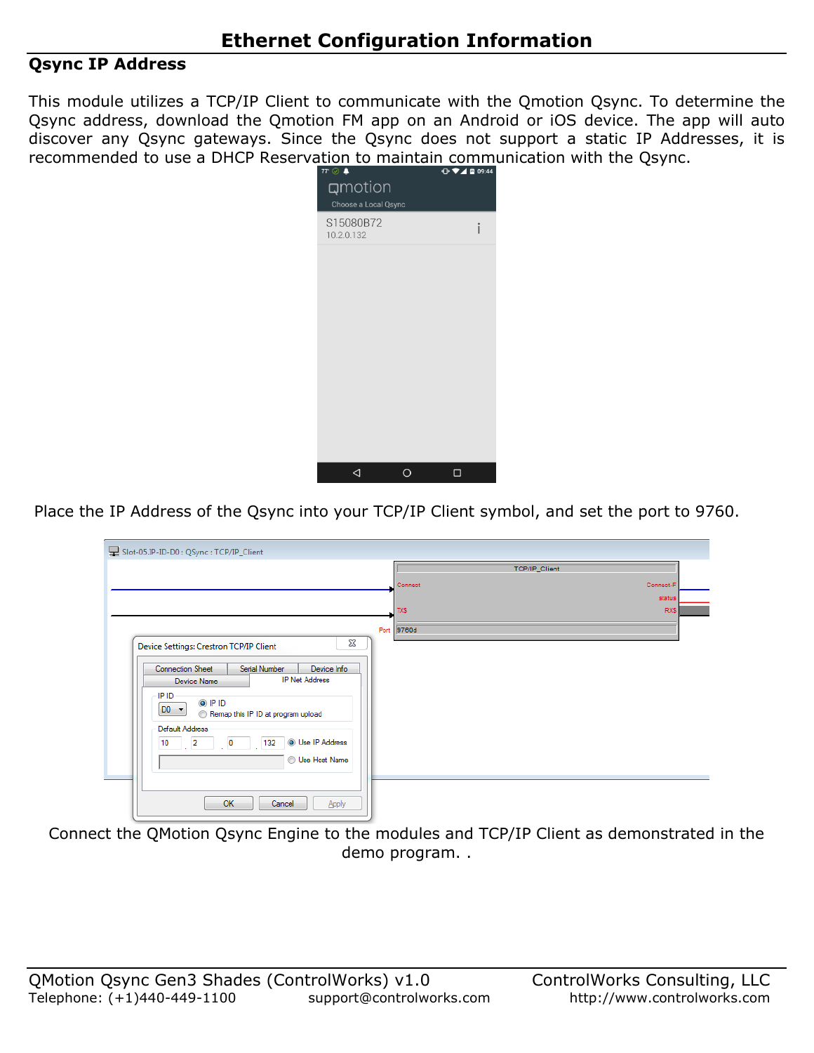# Ethernet Configuration Information

## Qsync IP Address

This module utilizes a TCP/IP Client to communicate with the Qmotion Qsync. To determine the Qsync address, download the Qmotion FM app on an Android or iOS device. The app will auto discover any Qsync gateways. Since the Qsync does not support a static IP Addresses, it is recommended to use a DHCP Reservation to maintain communication with the Qsync.

Place the IP Address of the Qsync into your TCP/IP Client symbol, and set the port to 9760.

Connect the QMotion Qsync Engine to the modules and TCP/IP Client as demonstrated in the demo program. .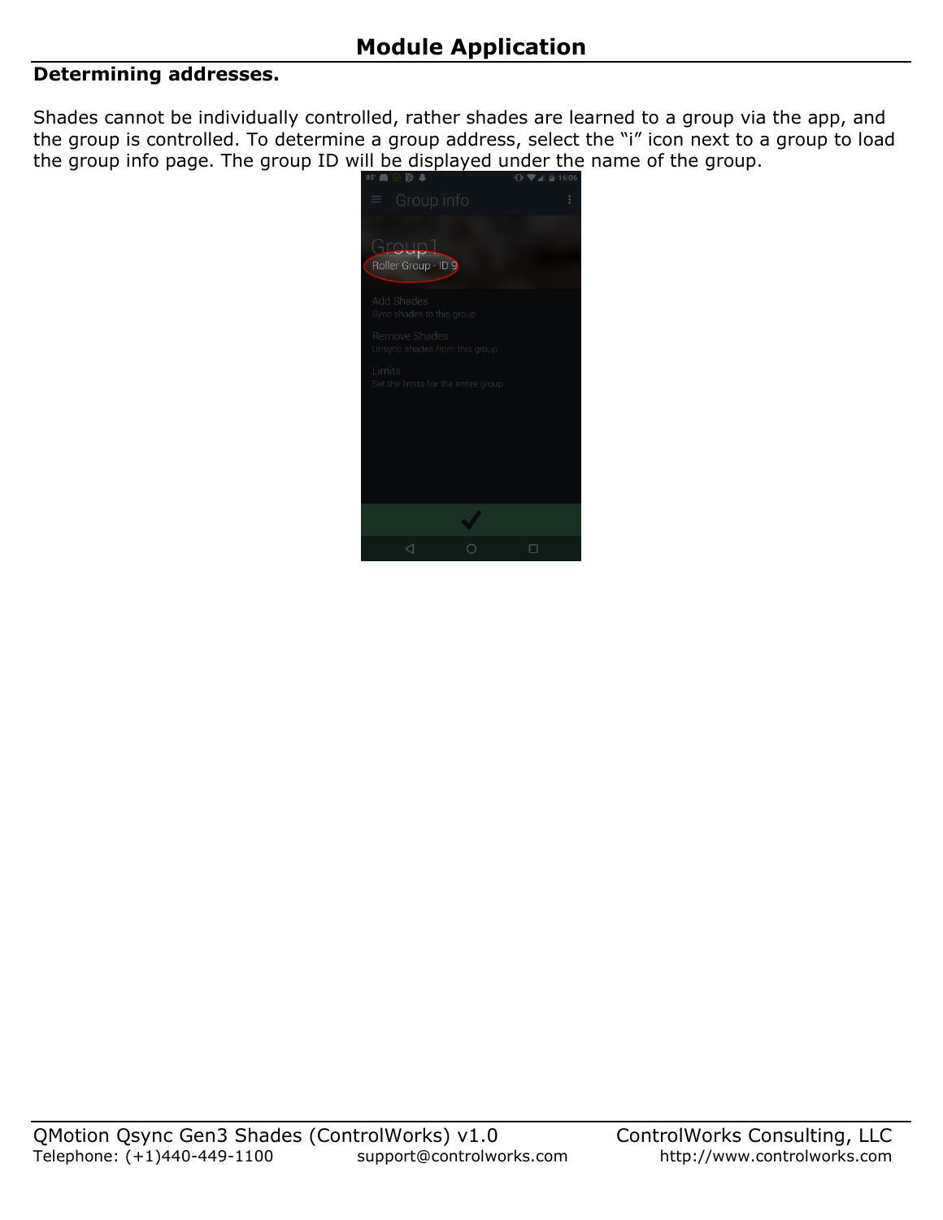## Module Application

**Determining addresses.**

Shades cannot be individually controlled, rather shades are learned to a group via the app, and the group is controlled. To determine a group address, select the “i” icon next to a group to load the group info page. The group ID will be displayed under the name of the group.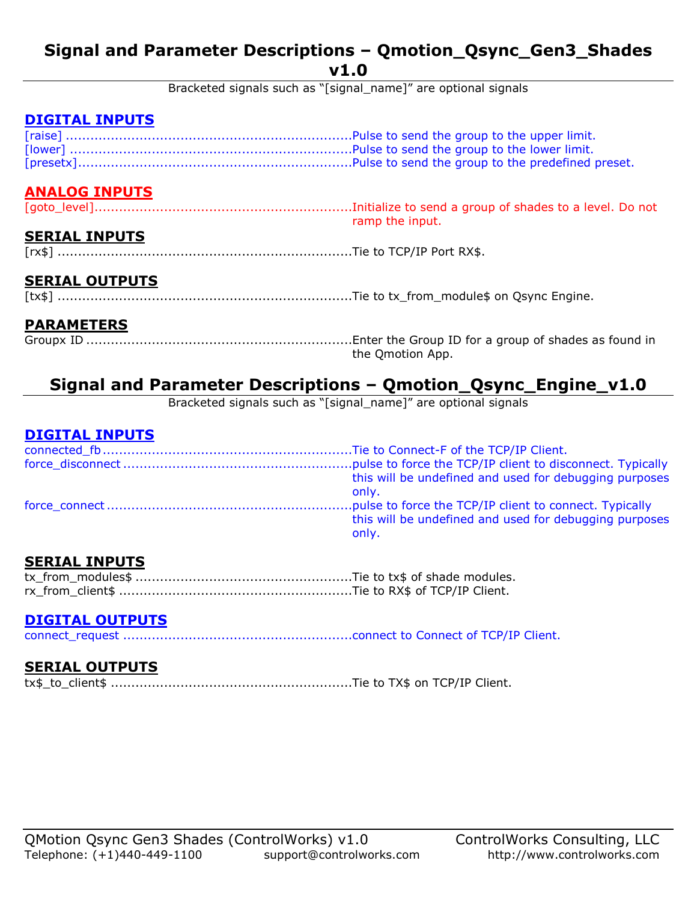# Signal and Parameter Descriptions – Qmotion_Qsync_Gen3_Shades v1.0

Bracketed signals such as "[signal_name]" are optional signals

## DIGITAL INPUTS

[raise] ....................................................................Pulse to send the group to the upper limit.
[lower] ....................................................................Pulse to send the group to the lower limit.
[presetx]..................................................................Pulse to send the group to the predefined preset.

## ANALOG INPUTS

[goto_level]..............................................................Initialize to send a group of shades to a level. Do not ramp the input.

## SERIAL INPUTS

[rx$] ......................................................................Tie to TCP/IP Port RX$.

## SERIAL OUTPUTS

[tx$] ......................................................................Tie to tx_from_module$ on Qsync Engine.

## PARAMETERS

Groupx ID ................................................................Enter the Group ID for a group of shades as found in the Qmotion App.

# Signal and Parameter Descriptions – Qmotion_Qsync_Engine_v1.0

Bracketed signals such as "[signal_name]" are optional signals

## DIGITAL INPUTS

connected_fb............................................................Tie to Connect-F of the TCP/IP Client.
force_disconnect .......................................................pulse to force the TCP/IP client to disconnect. Typically this will be undefined and used for debugging purposes only.
force_connect ...........................................................pulse to force the TCP/IP client to connect. Typically this will be undefined and used for debugging purposes only.

## SERIAL INPUTS

tx_from_modules$ ....................................................Tie to tx$ of shade modules.
rx_from_client$ ........................................................Tie to RX$ of TCP/IP Client.

## DIGITAL OUTPUTS

connect_request .......................................................connect to Connect of TCP/IP Client.

## SERIAL OUTPUTS

tx$_to_client$ ..........................................................Tie to TX$ on TCP/IP Client.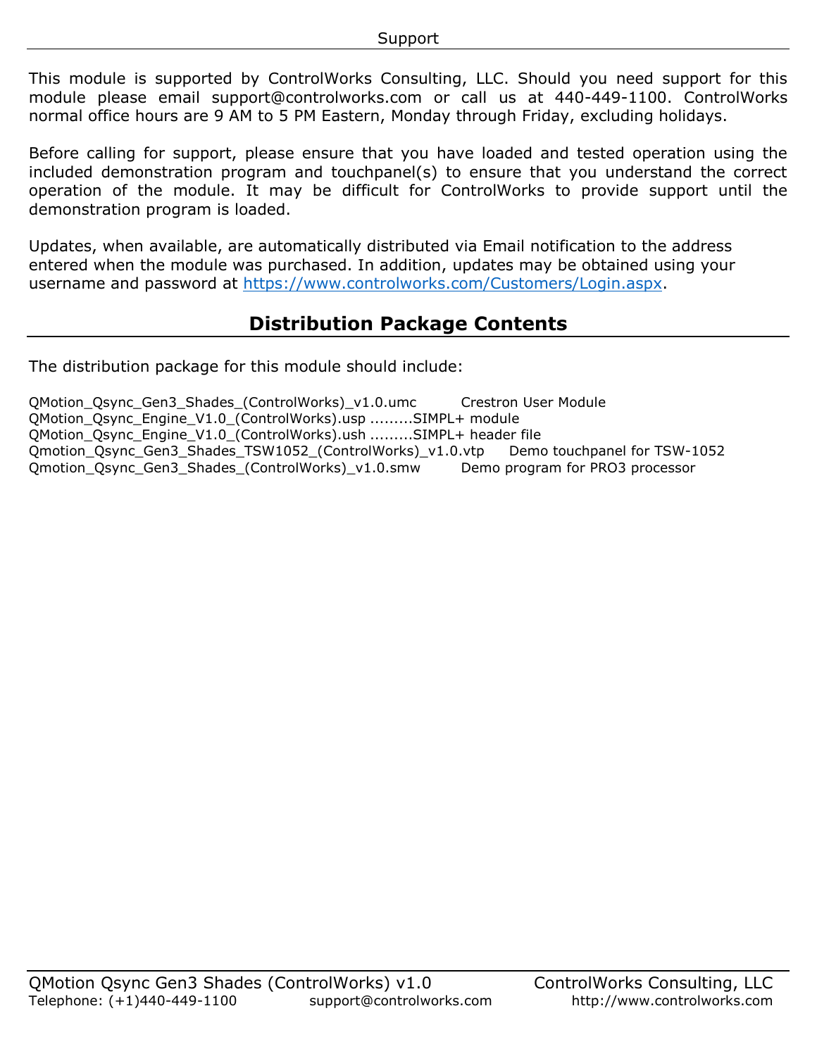## Support

This module is supported by ControlWorks Consulting, LLC. Should you need support for this module please email support@controlworks.com or call us at 440-449-1100. ControlWorks normal office hours are 9 AM to 5 PM Eastern, Monday through Friday, excluding holidays.

Before calling for support, please ensure that you have loaded and tested operation using the included demonstration program and touchpanel(s) to ensure that you understand the correct operation of the module. It may be difficult for ControlWorks to provide support until the demonstration program is loaded.

Updates, when available, are automatically distributed via Email notification to the address entered when the module was purchased. In addition, updates may be obtained using your username and password at [https://www.controlworks.com/Customers/Login.aspx](https://www.controlworks.com/Customers/Login.aspx).

## Distribution Package Contents

The distribution package for this module should include:

QMotion_Qsync_Gen3_Shades_(ControlWorks)_v1.0.umc  Crestron User Module
QMotion_Qsync_Engine_V1.0_(ControlWorks).usp .........SIMPL+ module
QMotion_Qsync_Engine_V1.0_(ControlWorks).ush .........SIMPL+ header file
Qmotion_Qsync_Gen3_Shades_TSW1052_(ControlWorks)_v1.0.vtp  Demo touchpanel for TSW-1052
Qmotion_Qsync_Gen3_Shades_(ControlWorks)_v1.0.smw  Demo program for PRO3 processor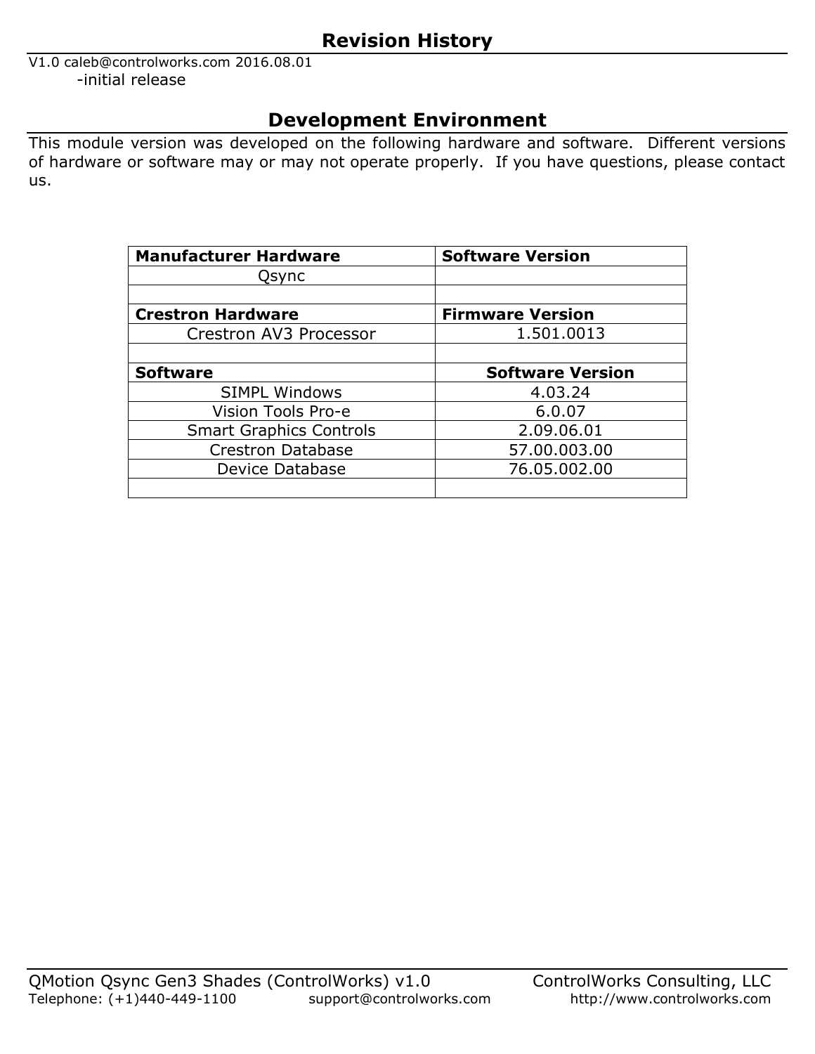## Revision History

V1.0 caleb@controlworks.com 2016.08.01
-initial release

## Development Environment

This module version was developed on the following hardware and software. Different versions of hardware or software may or may not operate properly. If you have questions, please contact us.

| **Manufacturer Hardware** | **Software Version** |
|---|---|
| Qsync | |
| | |
| **Crestron Hardware** | **Firmware Version** |
| Crestron AV3 Processor | 1.501.0013 |
| | |
| **Software** | **Software Version** |
| SIMPL Windows | 4.03.24 |
| Vision Tools Pro-e | 6.0.07 |
| Smart Graphics Controls | 2.09.06.01 |
| Crestron Database | 57.00.003.00 |
| Device Database | 76.05.002.00 |
| | |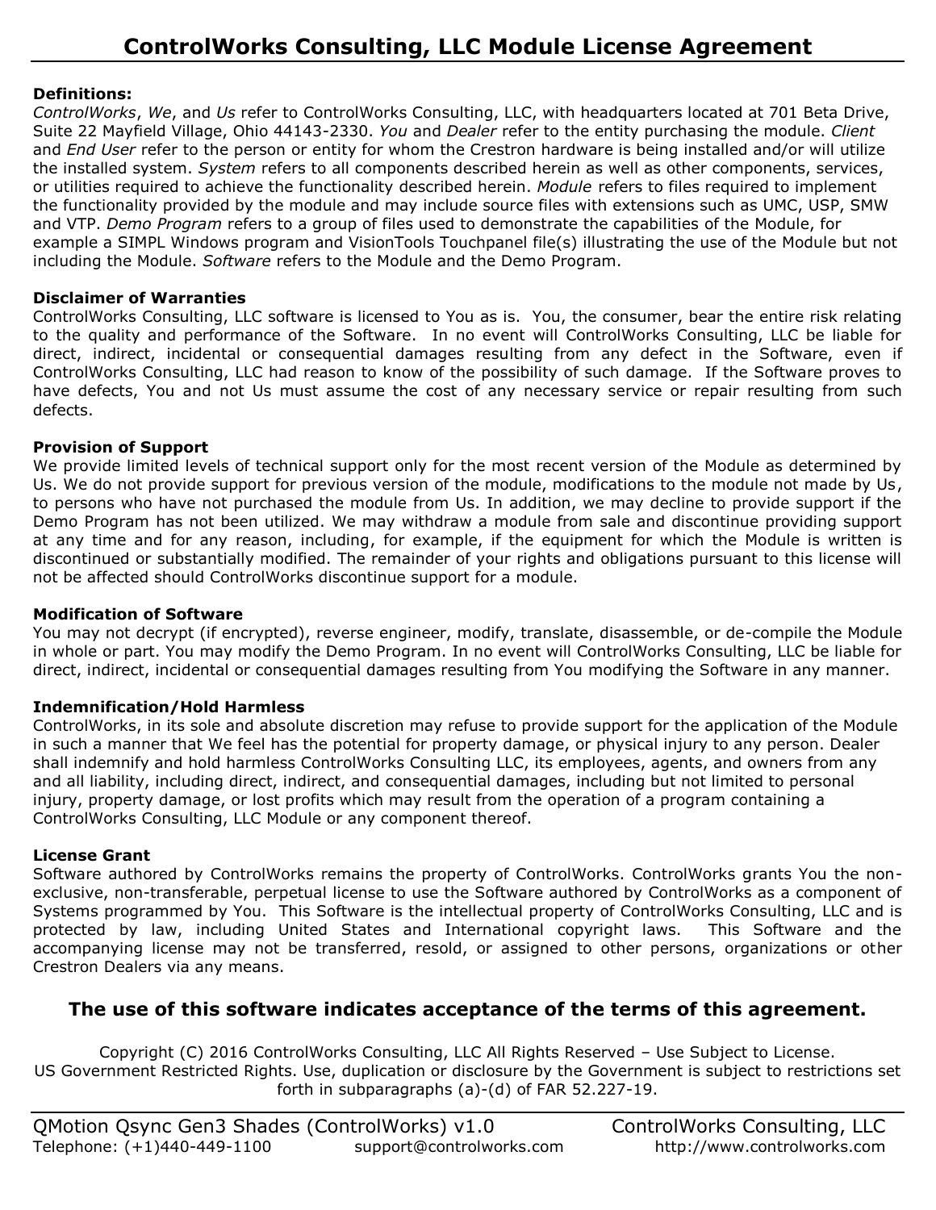# ControlWorks Consulting, LLC Module License Agreement

**Definitions:**
*ControlWorks*, *We*, and *Us* refer to ControlWorks Consulting, LLC, with headquarters located at 701 Beta Drive, Suite 22 Mayfield Village, Ohio 44143-2330. *You* and *Dealer* refer to the entity purchasing the module. *Client* and *End User* refer to the person or entity for whom the Crestron hardware is being installed and/or will utilize the installed system. *System* refers to all components described herein as well as other components, services, or utilities required to achieve the functionality described herein. *Module* refers to files required to implement the functionality provided by the module and may include source files with extensions such as UMC, USP, SMW and VTP. *Demo Program* refers to a group of files used to demonstrate the capabilities of the Module, for example a SIMPL Windows program and VisionTools Touchpanel file(s) illustrating the use of the Module but not including the Module. *Software* refers to the Module and the Demo Program.

**Disclaimer of Warranties**
ControlWorks Consulting, LLC software is licensed to You as is. You, the consumer, bear the entire risk relating to the quality and performance of the Software. In no event will ControlWorks Consulting, LLC be liable for direct, indirect, incidental or consequential damages resulting from any defect in the Software, even if ControlWorks Consulting, LLC had reason to know of the possibility of such damage. If the Software proves to have defects, You and not Us must assume the cost of any necessary service or repair resulting from such defects.

**Provision of Support**
We provide limited levels of technical support only for the most recent version of the Module as determined by Us. We do not provide support for previous version of the module, modifications to the module not made by Us, to persons who have not purchased the module from Us. In addition, we may decline to provide support if the Demo Program has not been utilized. We may withdraw a module from sale and discontinue providing support at any time and for any reason, including, for example, if the equipment for which the Module is written is discontinued or substantially modified. The remainder of your rights and obligations pursuant to this license will not be affected should ControlWorks discontinue support for a module.

**Modification of Software**
You may not decrypt (if encrypted), reverse engineer, modify, translate, disassemble, or de-compile the Module in whole or part. You may modify the Demo Program. In no event will ControlWorks Consulting, LLC be liable for direct, indirect, incidental or consequential damages resulting from You modifying the Software in any manner.

**Indemnification/Hold Harmless**
ControlWorks, in its sole and absolute discretion may refuse to provide support for the application of the Module in such a manner that We feel has the potential for property damage, or physical injury to any person. Dealer shall indemnify and hold harmless ControlWorks Consulting LLC, its employees, agents, and owners from any and all liability, including direct, indirect, and consequential damages, including but not limited to personal injury, property damage, or lost profits which may result from the operation of a program containing a ControlWorks Consulting, LLC Module or any component thereof.

**License Grant**
Software authored by ControlWorks remains the property of ControlWorks. ControlWorks grants You the non-exclusive, non-transferable, perpetual license to use the Software authored by ControlWorks as a component of Systems programmed by You. This Software is the intellectual property of ControlWorks Consulting, LLC and is protected by law, including United States and International copyright laws. This Software and the accompanying license may not be transferred, resold, or assigned to other persons, organizations or other Crestron Dealers via any means.

## The use of this software indicates acceptance of the terms of this agreement.

Copyright (C) 2016 ControlWorks Consulting, LLC All Rights Reserved – Use Subject to License.
US Government Restricted Rights. Use, duplication or disclosure by the Government is subject to restrictions set forth in subparagraphs (a)-(d) of FAR 52.227-19.